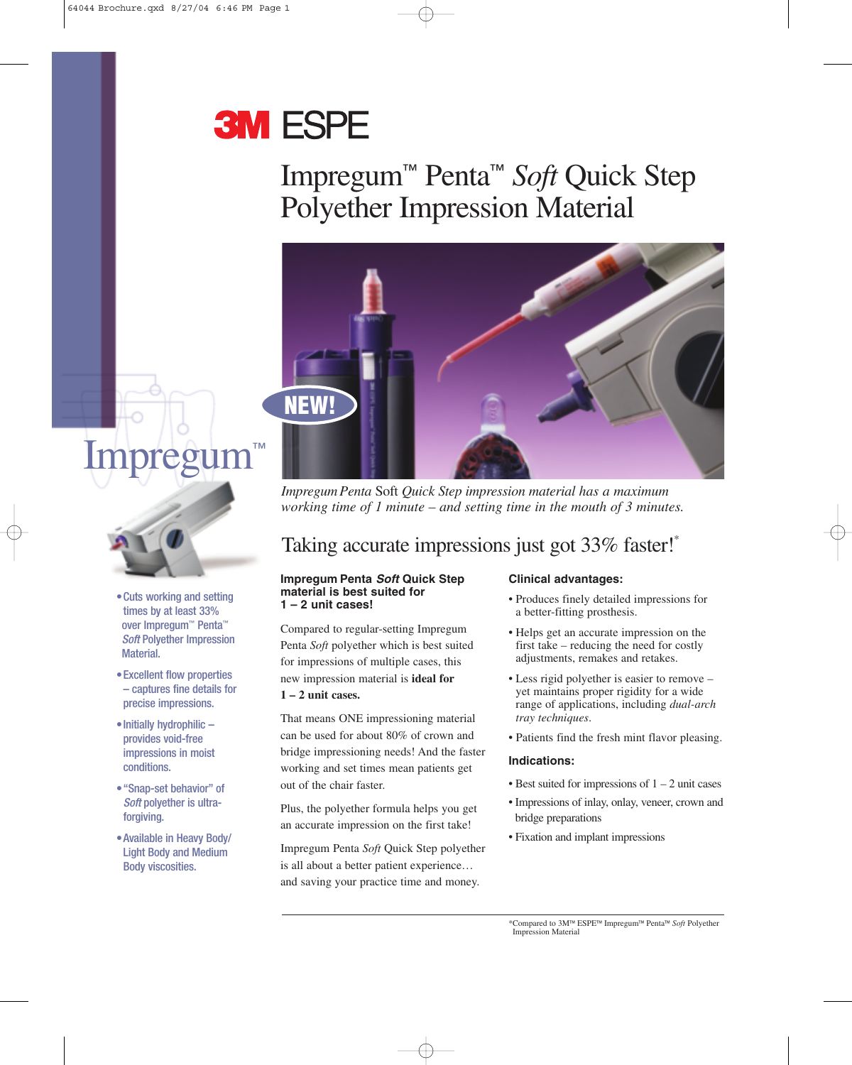3M ESPE

# Impregum™ Penta™ *Soft* Quick Step Polyether Impression Material

NEW!

*Impregum Penta* Soft *Quick Step impression material has a maximum working time of 1 minute – and setting time in the mouth of 3 minutes.*

Impregum™

- Cuts working and setting times by at least 33% over Impregum™ Penta™ *Soft* Polyether Impression Material.
- Excellent flow properties – captures fine details for precise impressions.
- Initially hydrophilic – provides void-free impressions in moist conditions.
- "Snap-set behavior" of *Soft* polyether is ultra-forgiving.
- Available in Heavy Body/ Light Body and Medium Body viscosities.

## Taking accurate impressions just got 33% faster!*

**Impregum Penta *Soft* Quick Step material is best suited for 1 – 2 unit cases!**

Compared to regular-setting Impregum Penta *Soft* polyether which is best suited for impressions of multiple cases, this new impression material is **ideal for 1 – 2 unit cases.**

That means ONE impressioning material can be used for about 80% of crown and bridge impressioning needs! And the faster working and set times mean patients get out of the chair faster.

Plus, the polyether formula helps you get an accurate impression on the first take!

Impregum Penta *Soft* Quick Step polyether is all about a better patient experience… and saving your practice time and money.

**Clinical advantages:**

- Produces finely detailed impressions for a better-fitting prosthesis.
- Helps get an accurate impression on the first take – reducing the need for costly adjustments, remakes and retakes.
- Less rigid polyether is easier to remove – yet maintains proper rigidity for a wide range of applications, including *dual-arch tray techniques*.
- Patients find the fresh mint flavor pleasing.

**Indications:**

- Best suited for impressions of 1 – 2 unit cases
- Impressions of inlay, onlay, veneer, crown and bridge preparations
- Fixation and implant impressions

*Compared to 3M™ ESPE™ Impregum™ Penta™ *Soft* Polyether Impression Material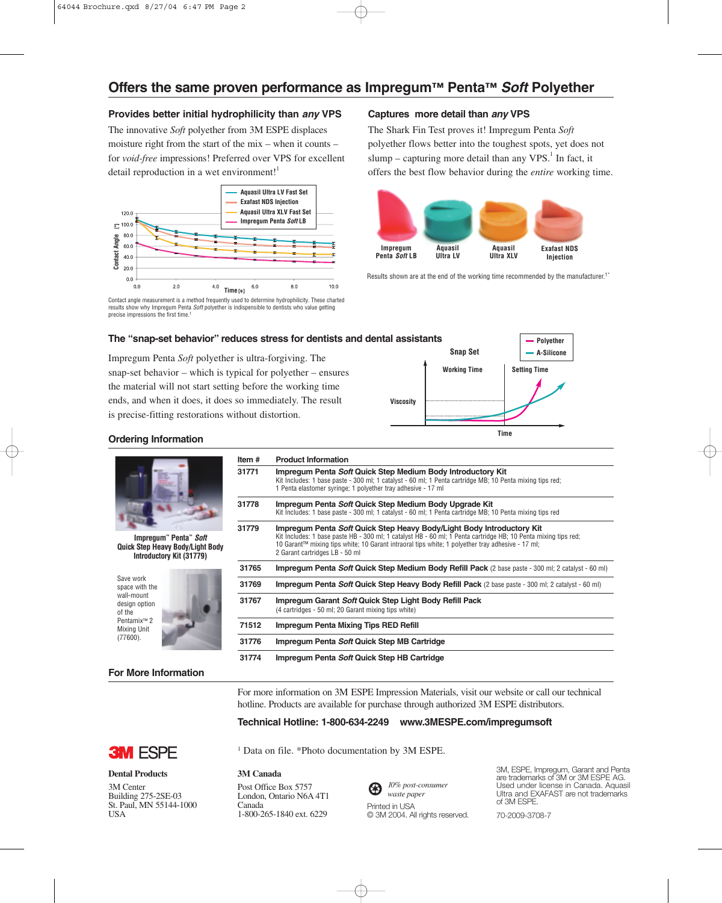# Offers the same proven performance as Impregum™ Penta™ *Soft* Polyether

## Provides better initial hydrophilicity than *any* VPS

The innovative *Soft* polyether from 3M ESPE displaces moisture right from the start of the mix – when it counts – for *void-free* impressions! Preferred over VPS for excellent detail reproduction in a wet environment![1]

Aquasil Ultra LV Fast Set
Exafast NDS Injection
Aquasil Ultra XLV Fast Set
Impregum Penta *Soft* LB

Contact Angle [°]
120.0
100.0
80.0
60.0
40.0
20.0
0.0
0.0 2.0 4.0 6.0 8.0 10.0
Time [s]

Contact angle measurement is a method frequently used to determine hydrophilicity. These charted results show why Impregum Penta *Soft* polyether is indispensible to dentists who value getting precise impressions the first time.[1]

## Captures more detail than *any* VPS

The Shark Fin Test proves it! Impregum Penta *Soft* polyether flows better into the toughest spots, yet does not slump – capturing more detail than any VPS.[1] In fact, it offers the best flow behavior during the *entire* working time.

Impregum Penta *Soft* LB
Aquasil Ultra LV
Aquasil Ultra XLV
Exafast NDS Injection

Results shown are at the end of the working time recommended by the manufacturer.[1*]

## The "snap-set behavior" reduces stress for dentists and dental assistants

Impregum Penta *Soft* polyether is ultra-forgiving. The snap-set behavior – which is typical for polyether – ensures the material will not start setting before the working time ends, and when it does, it does so immediately. The result is precise-fitting restorations without distortion.

Snap Set
Polyether
A-Silicone
Working Time
Setting Time
Viscosity
Time

## Ordering Information

Impregum™ Penta™ *Soft* Quick Step Heavy Body/Light Body Introductory Kit (31779)

Save work space with the wall-mount design option of the Pentamix™ 2 Mixing Unit (77600).

| Item # | Product Information |
|---|---|
| 31771 | **Impregum Penta *Soft* Quick Step Medium Body Introductory Kit** Kit Includes: 1 base paste - 300 ml; 1 catalyst - 60 ml; 1 Penta cartridge MB; 10 Penta mixing tips red; 1 Penta elastomer syringe; 1 polyether tray adhesive - 17 ml |
| 31778 | **Impregum Penta *Soft* Quick Step Medium Body Upgrade Kit** Kit Includes: 1 base paste - 300 ml; 1 catalyst - 60 ml; 1 Penta cartridge MB; 10 Penta mixing tips red |
| 31779 | **Impregum Penta *Soft* Quick Step Heavy Body/Light Body Introductory Kit** Kit Includes: 1 base paste HB - 300 ml; 1 catalyst HB - 60 ml; 1 Penta cartridge HB; 10 Penta mixing tips red; 10 Garant™ mixing tips white; 10 Garant intraoral tips white; 1 polyether tray adhesive - 17 ml; 2 Garant cartridges LB - 50 ml |
| 31765 | **Impregum Penta *Soft* Quick Step Medium Body Refill Pack** (2 base paste - 300 ml; 2 catalyst - 60 ml) |
| 31769 | **Impregum Penta *Soft* Quick Step Heavy Body Refill Pack** (2 base paste - 300 ml; 2 catalyst - 60 ml) |
| 31767 | **Impregum Garant *Soft* Quick Step Light Body Refill Pack** (4 cartridges - 50 ml; 20 Garant mixing tips white) |
| 71512 | **Impregum Penta Mixing Tips RED Refill** |
| 31776 | **Impregum Penta *Soft* Quick Step MB Cartridge** |
| 31774 | **Impregum Penta *Soft* Quick Step HB Cartridge** |

## For More Information

For more information on 3M ESPE Impression Materials, visit our website or call our technical hotline. Products are available for purchase through authorized 3M ESPE distributors.

**Technical Hotline: 1-800-634-2249 www.3MESPE.com/impregumsoft**

[1] Data on file. *Photo documentation by 3M ESPE.

**3M ESPE**

**Dental Products**
3M Center
Building 275-2SE-03
St. Paul, MN 55144-1000
USA

**3M Canada**
Post Office Box 5757
London, Ontario N6A 4T1
Canada
1-800-265-1840 ext. 6229

*10% post-consumer waste paper*

Printed in USA
© 3M 2004. All rights reserved.

3M, ESPE, Impregum, Garant and Penta are trademarks of 3M or 3M ESPE AG. Used under license in Canada. Aquasil Ultra and EXAFAST are not trademarks of 3M ESPE.

70-2009-3708-7